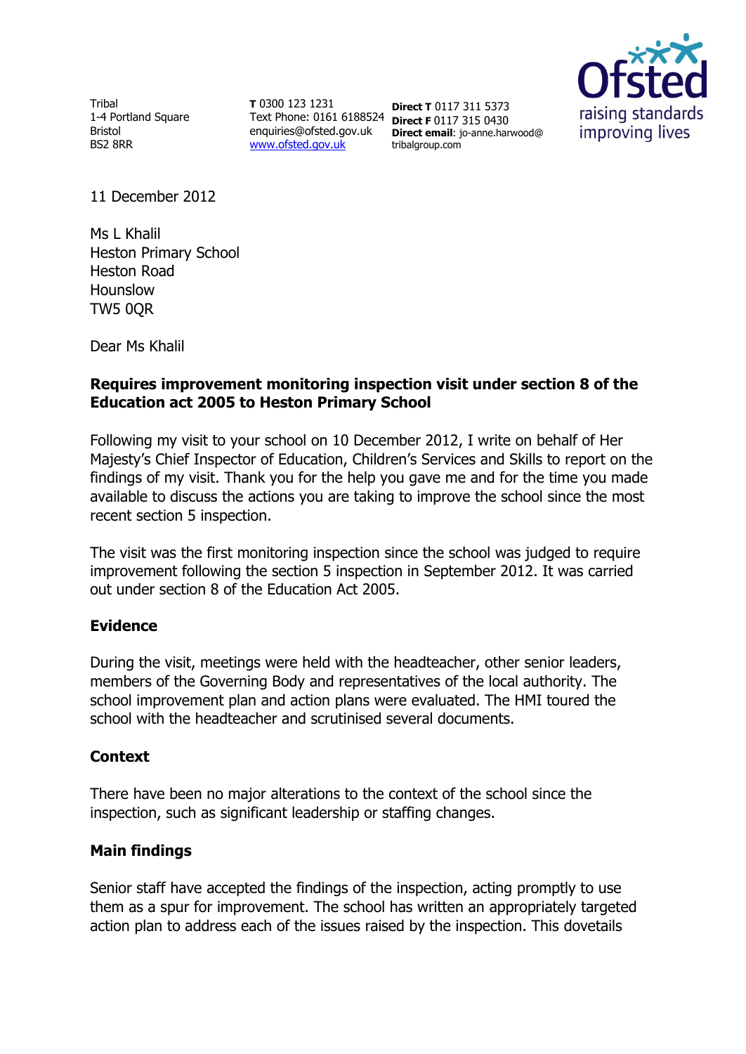Tribal
1-4 Portland Square
Bristol
BS2 8RR

**T** 0300 123 1231
Text Phone: 0161 6188524
enquiries@ofsted.gov.uk
www.ofsted.gov.uk

**Direct T** 0117 311 5373
**Direct F** 0117 315 0430
**Direct email**: jo-anne.harwood@tribalgroup.com

11 December 2012

Ms L Khalil
Heston Primary School
Heston Road
Hounslow
TW5 0QR

Dear Ms Khalil

**Requires improvement monitoring inspection visit under section 8 of the Education act 2005 to Heston Primary School**

Following my visit to your school on 10 December 2012, I write on behalf of Her Majesty's Chief Inspector of Education, Children's Services and Skills to report on the findings of my visit. Thank you for the help you gave me and for the time you made available to discuss the actions you are taking to improve the school since the most recent section 5 inspection.

The visit was the first monitoring inspection since the school was judged to require improvement following the section 5 inspection in September 2012. It was carried out under section 8 of the Education Act 2005.

## Evidence

During the visit, meetings were held with the headteacher, other senior leaders, members of the Governing Body and representatives of the local authority. The school improvement plan and action plans were evaluated. The HMI toured the school with the headteacher and scrutinised several documents.

## Context

There have been no major alterations to the context of the school since the inspection, such as significant leadership or staffing changes.

## Main findings

Senior staff have accepted the findings of the inspection, acting promptly to use them as a spur for improvement. The school has written an appropriately targeted action plan to address each of the issues raised by the inspection. This dovetails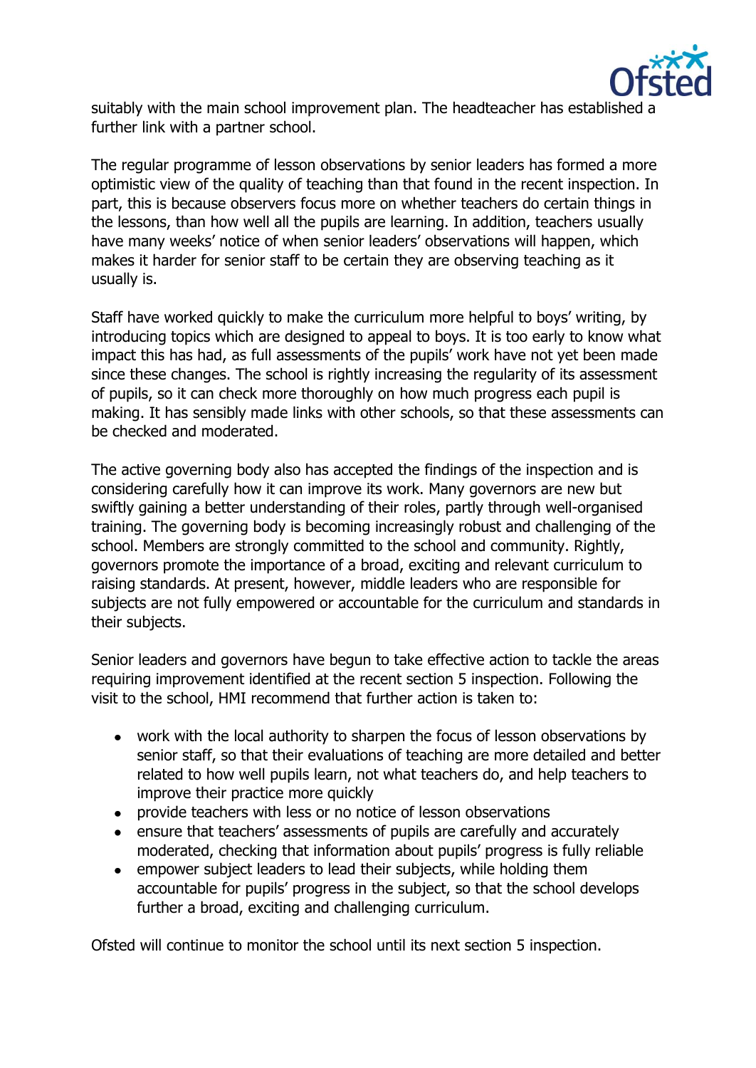suitably with the main school improvement plan. The headteacher has established a further link with a partner school.

The regular programme of lesson observations by senior leaders has formed a more optimistic view of the quality of teaching than that found in the recent inspection. In part, this is because observers focus more on whether teachers do certain things in the lessons, than how well all the pupils are learning. In addition, teachers usually have many weeks' notice of when senior leaders' observations will happen, which makes it harder for senior staff to be certain they are observing teaching as it usually is.

Staff have worked quickly to make the curriculum more helpful to boys' writing, by introducing topics which are designed to appeal to boys. It is too early to know what impact this has had, as full assessments of the pupils' work have not yet been made since these changes. The school is rightly increasing the regularity of its assessment of pupils, so it can check more thoroughly on how much progress each pupil is making. It has sensibly made links with other schools, so that these assessments can be checked and moderated.

The active governing body also has accepted the findings of the inspection and is considering carefully how it can improve its work. Many governors are new but swiftly gaining a better understanding of their roles, partly through well-organised training. The governing body is becoming increasingly robust and challenging of the school. Members are strongly committed to the school and community. Rightly, governors promote the importance of a broad, exciting and relevant curriculum to raising standards. At present, however, middle leaders who are responsible for subjects are not fully empowered or accountable for the curriculum and standards in their subjects.

Senior leaders and governors have begun to take effective action to tackle the areas requiring improvement identified at the recent section 5 inspection. Following the visit to the school, HMI recommend that further action is taken to:

- work with the local authority to sharpen the focus of lesson observations by senior staff, so that their evaluations of teaching are more detailed and better related to how well pupils learn, not what teachers do, and help teachers to improve their practice more quickly
- provide teachers with less or no notice of lesson observations
- ensure that teachers' assessments of pupils are carefully and accurately moderated, checking that information about pupils' progress is fully reliable
- empower subject leaders to lead their subjects, while holding them accountable for pupils' progress in the subject, so that the school develops further a broad, exciting and challenging curriculum.

Ofsted will continue to monitor the school until its next section 5 inspection.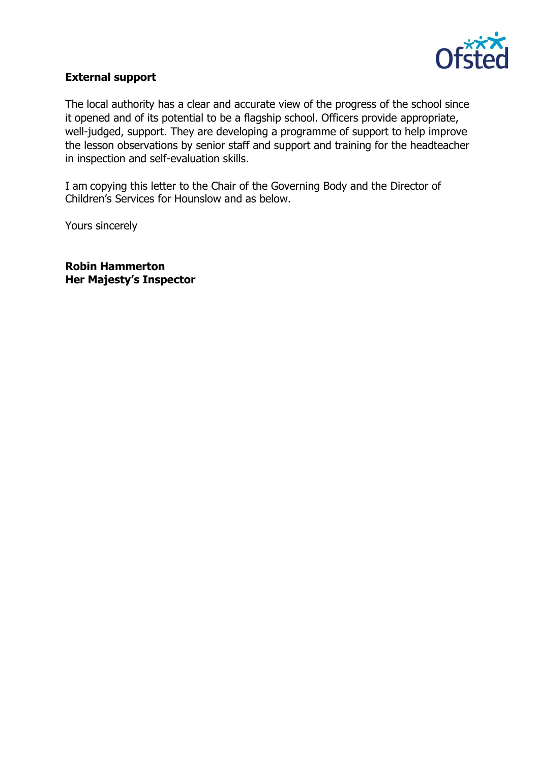**External support**

The local authority has a clear and accurate view of the progress of the school since it opened and of its potential to be a flagship school. Officers provide appropriate, well-judged, support. They are developing a programme of support to help improve the lesson observations by senior staff and support and training for the headteacher in inspection and self-evaluation skills.

I am copying this letter to the Chair of the Governing Body and the Director of Children's Services for Hounslow and as below.

Yours sincerely

**Robin Hammerton**
**Her Majesty's Inspector**